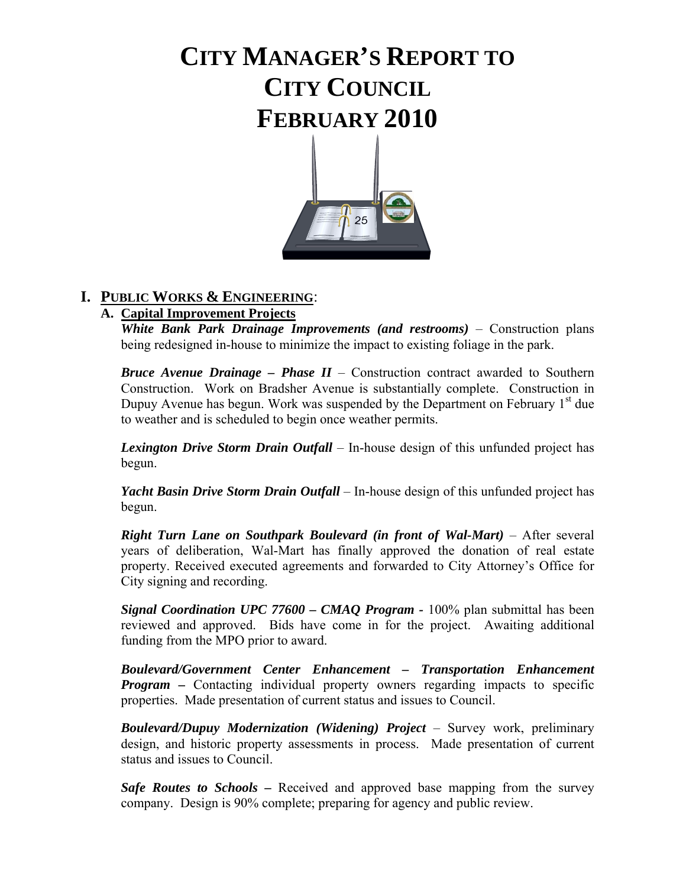# CITY MANAGER'S REPORT TO CITY COUNCIL FEBRUARY 2010

## I. PUBLIC WORKS & ENGINEERING:

### A. Capital Improvement Projects

***White Bank Park Drainage Improvements (and restrooms)*** – Construction plans being redesigned in-house to minimize the impact to existing foliage in the park.

***Bruce Avenue Drainage – Phase II*** – Construction contract awarded to Southern Construction. Work on Bradsher Avenue is substantially complete. Construction in Dupuy Avenue has begun. Work was suspended by the Department on February 1st due to weather and is scheduled to begin once weather permits.

***Lexington Drive Storm Drain Outfall*** – In-house design of this unfunded project has begun.

***Yacht Basin Drive Storm Drain Outfall*** – In-house design of this unfunded project has begun.

***Right Turn Lane on Southpark Boulevard (in front of Wal-Mart)*** – After several years of deliberation, Wal-Mart has finally approved the donation of real estate property. Received executed agreements and forwarded to City Attorney's Office for City signing and recording.

***Signal Coordination UPC 77600 – CMAQ Program*** - 100% plan submittal has been reviewed and approved. Bids have come in for the project. Awaiting additional funding from the MPO prior to award.

***Boulevard/Government Center Enhancement – Transportation Enhancement Program –*** Contacting individual property owners regarding impacts to specific properties. Made presentation of current status and issues to Council.

***Boulevard/Dupuy Modernization (Widening) Project*** – Survey work, preliminary design, and historic property assessments in process. Made presentation of current status and issues to Council.

***Safe Routes to Schools –*** Received and approved base mapping from the survey company. Design is 90% complete; preparing for agency and public review.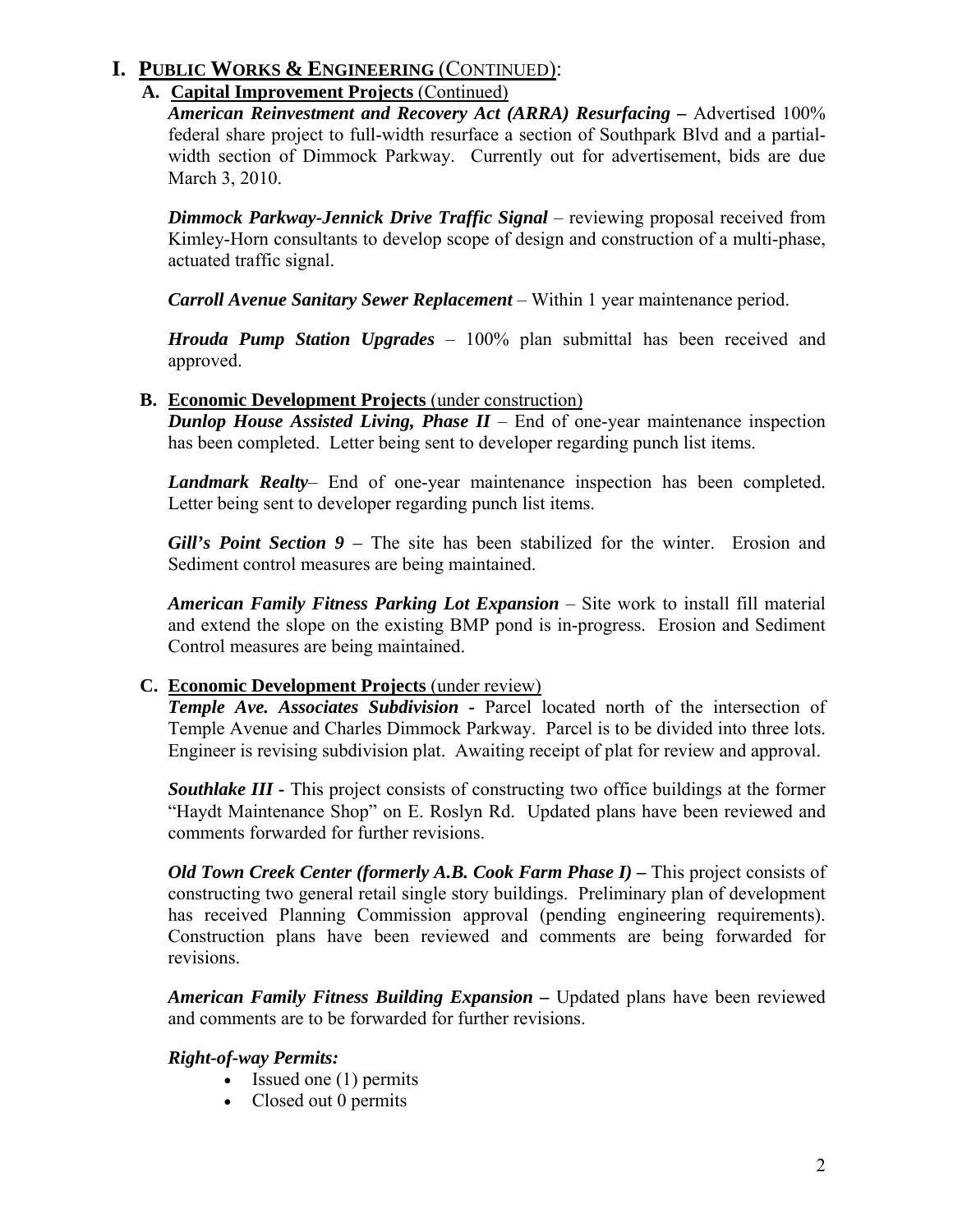# I. PUBLIC WORKS & ENGINEERING (CONTINUED):

## A. Capital Improvement Projects (Continued)

***American Reinvestment and Recovery Act (ARRA) Resurfacing –*** Advertised 100% federal share project to full-width resurface a section of Southpark Blvd and a partial-width section of Dimmock Parkway. Currently out for advertisement, bids are due March 3, 2010.

***Dimmock Parkway-Jennick Drive Traffic Signal*** – reviewing proposal received from Kimley-Horn consultants to develop scope of design and construction of a multi-phase, actuated traffic signal.

***Carroll Avenue Sanitary Sewer Replacement*** – Within 1 year maintenance period.

***Hrouda Pump Station Upgrades*** – 100% plan submittal has been received and approved.

## B. Economic Development Projects (under construction)

***Dunlop House Assisted Living, Phase II*** – End of one-year maintenance inspection has been completed. Letter being sent to developer regarding punch list items.

***Landmark Realty***– End of one-year maintenance inspection has been completed. Letter being sent to developer regarding punch list items.

***Gill's Point Section 9* –** The site has been stabilized for the winter. Erosion and Sediment control measures are being maintained.

***American Family Fitness Parking Lot Expansion*** – Site work to install fill material and extend the slope on the existing BMP pond is in-progress. Erosion and Sediment Control measures are being maintained.

## C. Economic Development Projects (under review)

***Temple Ave. Associates Subdivision* -** Parcel located north of the intersection of Temple Avenue and Charles Dimmock Parkway. Parcel is to be divided into three lots. Engineer is revising subdivision plat. Awaiting receipt of plat for review and approval.

***Southlake III* -** This project consists of constructing two office buildings at the former "Haydt Maintenance Shop" on E. Roslyn Rd. Updated plans have been reviewed and comments forwarded for further revisions.

***Old Town Creek Center (formerly A.B. Cook Farm Phase I)* –** This project consists of constructing two general retail single story buildings. Preliminary plan of development has received Planning Commission approval (pending engineering requirements). Construction plans have been reviewed and comments are being forwarded for revisions.

***American Family Fitness Building Expansion* –** Updated plans have been reviewed and comments are to be forwarded for further revisions.

***Right-of-way Permits:***

- Issued one (1) permits
- Closed out 0 permits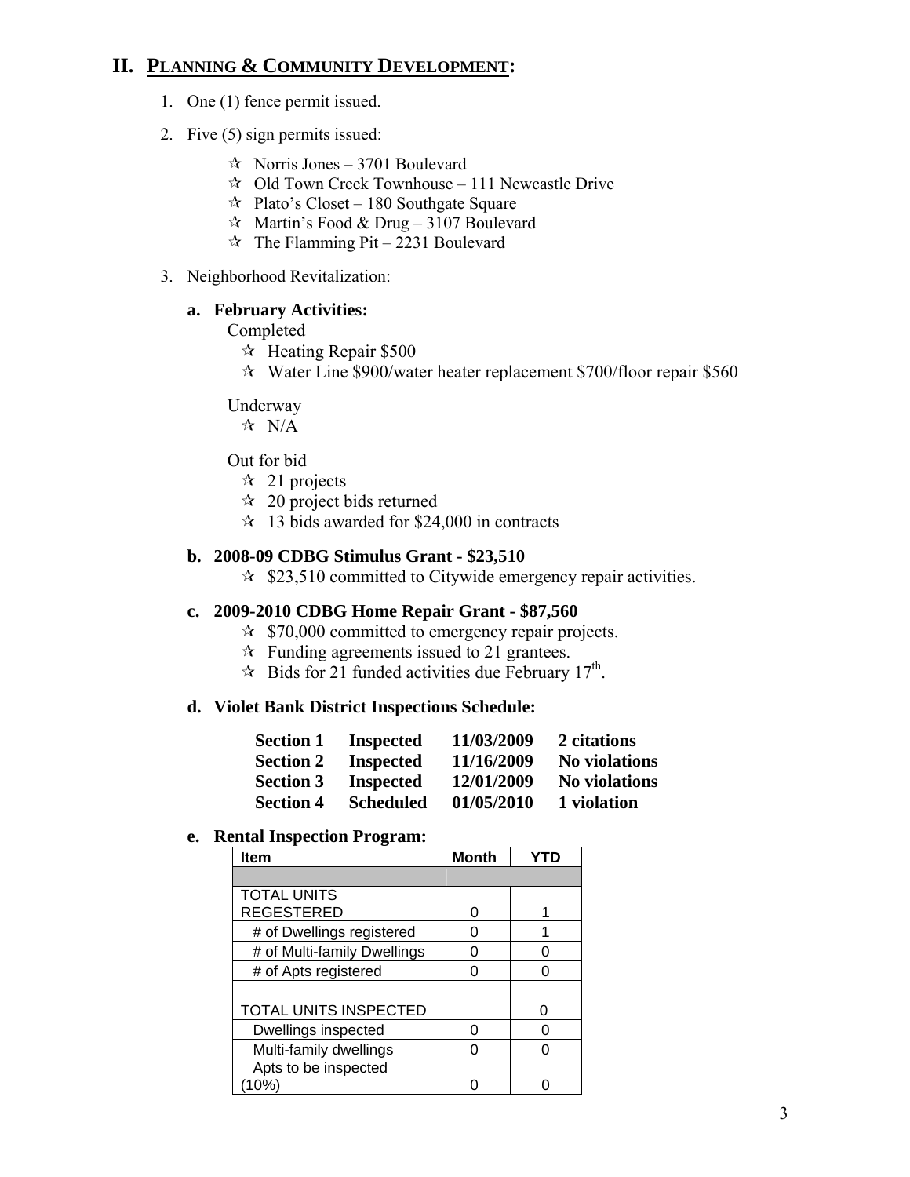## II. PLANNING & COMMUNITY DEVELOPMENT:

1. One (1) fence permit issued.
2. Five (5) sign permits issued:
   - ☆ Norris Jones – 3701 Boulevard
   - ☆ Old Town Creek Townhouse – 111 Newcastle Drive
   - ☆ Plato's Closet – 180 Southgate Square
   - ☆ Martin's Food & Drug – 3107 Boulevard
   - ☆ The Flamming Pit – 2231 Boulevard
3. Neighborhood Revitalization:

### a. February Activities:

Completed

- ☆ Heating Repair $500
- ☆ Water Line $900/water heater replacement $700/floor repair $560

Underway

- ☆ N/A

Out for bid

- ☆ 21 projects
- ☆ 20 project bids returned
- ☆ 13 bids awarded for $24,000 in contracts

### b. 2008-09 CDBG Stimulus Grant - $23,510

- ☆ $23,510 committed to Citywide emergency repair activities.

### c. 2009-2010 CDBG Home Repair Grant - $87,560

- ☆ $70,000 committed to emergency repair projects.
- ☆ Funding agreements issued to 21 grantees.
- ☆ Bids for 21 funded activities due February 17th.

### d. Violet Bank District Inspections Schedule:

| | | | |
|---|---|---|---|
| **Section 1** | **Inspected** | **11/03/2009** | **2 citations** |
| **Section 2** | **Inspected** | **11/16/2009** | **No violations** |
| **Section 3** | **Inspected** | **12/01/2009** | **No violations** |
| **Section 4** | **Scheduled** | **01/05/2010** | **1 violation** |

### e. Rental Inspection Program:

| Item | Month | YTD |
|---|---|---|
| | | |
| TOTAL UNITS REGESTERED | 0 | 1 |
| # of Dwellings registered | 0 | 1 |
| # of Multi-family Dwellings | 0 | 0 |
| # of Apts registered | 0 | 0 |
| | | |
| TOTAL UNITS INSPECTED | | 0 |
| Dwellings inspected | 0 | 0 |
| Multi-family dwellings | 0 | 0 |
| Apts to be inspected (10%) | 0 | 0 |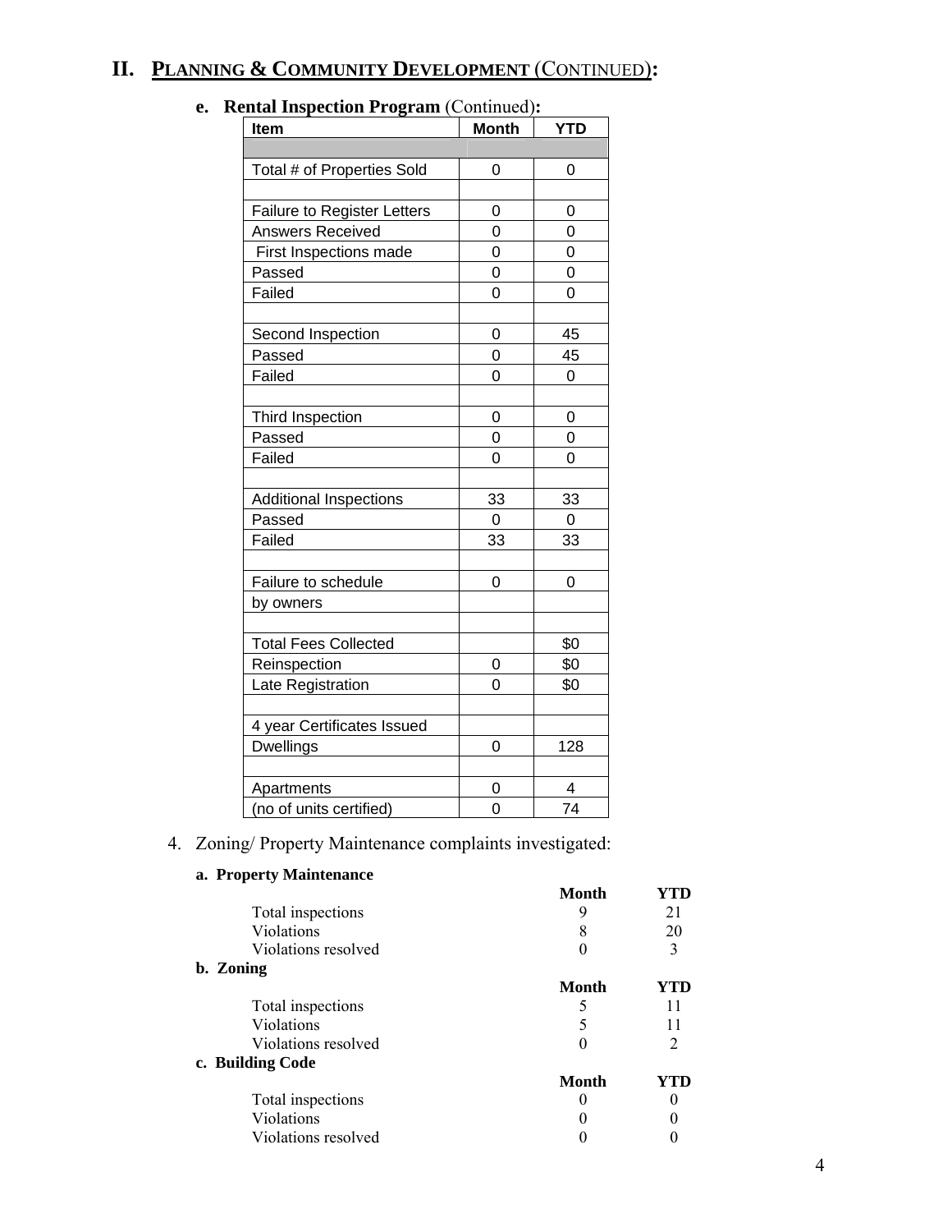## II. PLANNING & COMMUNITY DEVELOPMENT (CONTINUED):

**e. Rental Inspection Program** (Continued)**:**

| Item | Month | YTD |
|---|---|---|
| | | |
| Total # of Properties Sold | 0 | 0 |
| | | |
| Failure to Register Letters | 0 | 0 |
| Answers Received | 0 | 0 |
| First Inspections made | 0 | 0 |
| Passed | 0 | 0 |
| Failed | 0 | 0 |
| | | |
| Second Inspection | 0 | 45 |
| Passed | 0 | 45 |
| Failed | 0 | 0 |
| | | |
| Third Inspection | 0 | 0 |
| Passed | 0 | 0 |
| Failed | 0 | 0 |
| | | |
| Additional Inspections | 33 | 33 |
| Passed | 0 | 0 |
| Failed | 33 | 33 |
| | | |
| Failure to schedule | 0 | 0 |
| by owners | | |
| | | |
| Total Fees Collected | | $0 |
| Reinspection | 0 | $0 |
| Late Registration | 0 | $0 |
| | | |
| 4 year Certificates Issued | | |
| Dwellings | 0 | 128 |
| | | |
| Apartments | 0 | 4 |
| (no of units certified) | 0 | 74 |

4. Zoning/ Property Maintenance complaints investigated:

**a. Property Maintenance**

| | Month | YTD |
|---|---|---|
| Total inspections | 9 | 21 |
| Violations | 8 | 20 |
| Violations resolved | 0 | 3 |

**b. Zoning**

| | Month | YTD |
|---|---|---|
| Total inspections | 5 | 11 |
| Violations | 5 | 11 |
| Violations resolved | 0 | 2 |

**c. Building Code**

| | Month | YTD |
|---|---|---|
| Total inspections | 0 | 0 |
| Violations | 0 | 0 |
| Violations resolved | 0 | 0 |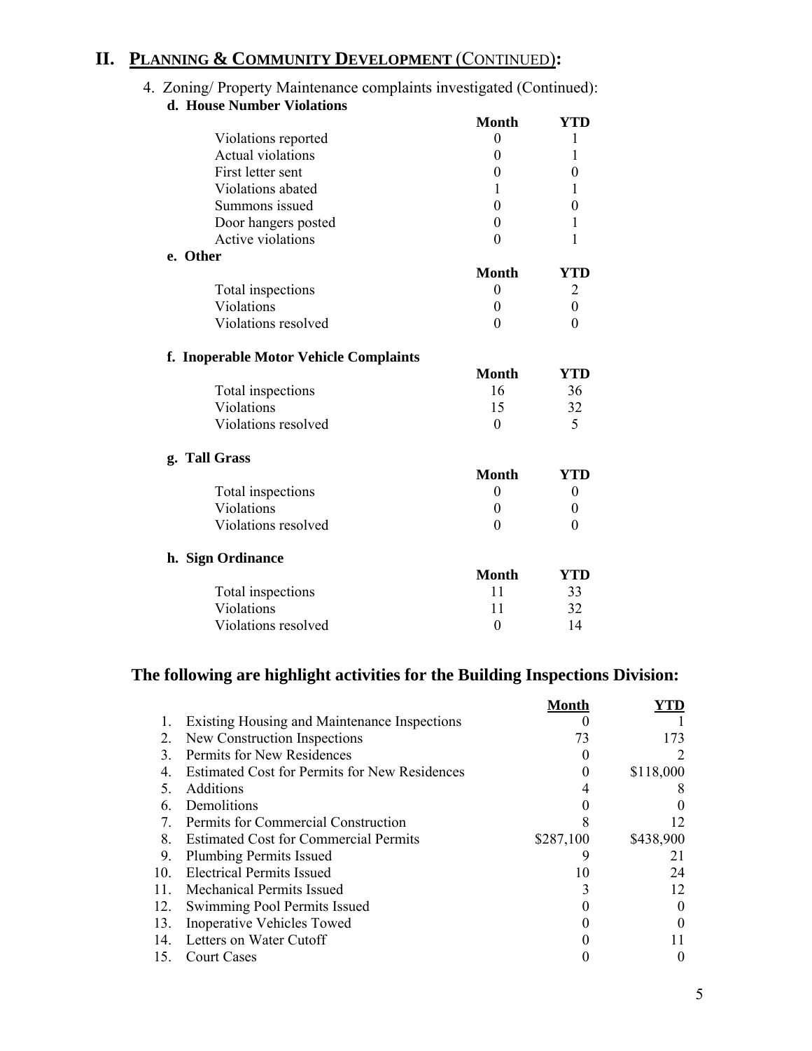## II. PLANNING & COMMUNITY DEVELOPMENT (CONTINUED):

4. Zoning/ Property Maintenance complaints investigated (Continued):

**d. House Number Violations**

| | Month | YTD |
|---|---|---|
| Violations reported | 0 | 1 |
| Actual violations | 0 | 1 |
| First letter sent | 0 | 0 |
| Violations abated | 1 | 1 |
| Summons issued | 0 | 0 |
| Door hangers posted | 0 | 1 |
| Active violations | 0 | 1 |

**e. Other**

| | Month | YTD |
|---|---|---|
| Total inspections | 0 | 2 |
| Violations | 0 | 0 |
| Violations resolved | 0 | 0 |

**f. Inoperable Motor Vehicle Complaints**

| | Month | YTD |
|---|---|---|
| Total inspections | 16 | 36 |
| Violations | 15 | 32 |
| Violations resolved | 0 | 5 |

**g. Tall Grass**

| | Month | YTD |
|---|---|---|
| Total inspections | 0 | 0 |
| Violations | 0 | 0 |
| Violations resolved | 0 | 0 |

**h. Sign Ordinance**

| | Month | YTD |
|---|---|---|
| Total inspections | 11 | 33 |
| Violations | 11 | 32 |
| Violations resolved | 0 | 14 |

### The following are highlight activities for the Building Inspections Division:

| | | Month | YTD |
|---|---|---|---|
| 1. | Existing Housing and Maintenance Inspections | 0 | 1 |
| 2. | New Construction Inspections | 73 | 173 |
| 3. | Permits for New Residences | 0 | 2 |
| 4. | Estimated Cost for Permits for New Residences | 0 | \$118,000 |
| 5. | Additions | 4 | 8 |
| 6. | Demolitions | 0 | 0 |
| 7. | Permits for Commercial Construction | 8 | 12 |
| 8. | Estimated Cost for Commercial Permits | \$287,100 | \$438,900 |
| 9. | Plumbing Permits Issued | 9 | 21 |
| 10. | Electrical Permits Issued | 10 | 24 |
| 11. | Mechanical Permits Issued | 3 | 12 |
| 12. | Swimming Pool Permits Issued | 0 | 0 |
| 13. | Inoperative Vehicles Towed | 0 | 0 |
| 14. | Letters on Water Cutoff | 0 | 11 |
| 15. | Court Cases | 0 | 0 |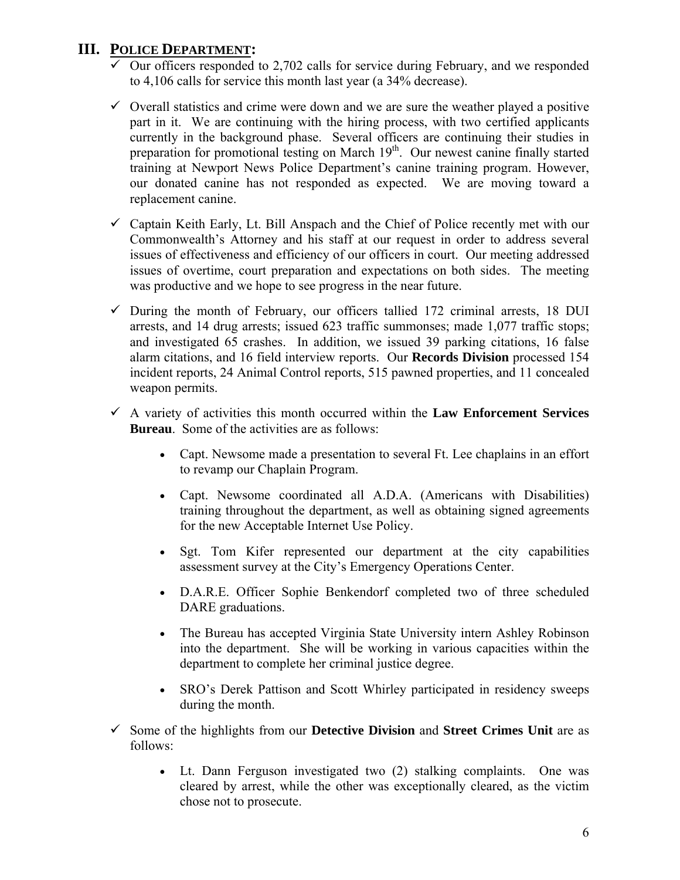## III. POLICE DEPARTMENT:

- ✓ Our officers responded to 2,702 calls for service during February, and we responded to 4,106 calls for service this month last year (a 34% decrease).

- ✓ Overall statistics and crime were down and we are sure the weather played a positive part in it. We are continuing with the hiring process, with two certified applicants currently in the background phase. Several officers are continuing their studies in preparation for promotional testing on March 19th. Our newest canine finally started training at Newport News Police Department's canine training program. However, our donated canine has not responded as expected. We are moving toward a replacement canine.

- ✓ Captain Keith Early, Lt. Bill Anspach and the Chief of Police recently met with our Commonwealth's Attorney and his staff at our request in order to address several issues of effectiveness and efficiency of our officers in court. Our meeting addressed issues of overtime, court preparation and expectations on both sides. The meeting was productive and we hope to see progress in the near future.

- ✓ During the month of February, our officers tallied 172 criminal arrests, 18 DUI arrests, and 14 drug arrests; issued 623 traffic summonses; made 1,077 traffic stops; and investigated 65 crashes. In addition, we issued 39 parking citations, 16 false alarm citations, and 16 field interview reports. Our **Records Division** processed 154 incident reports, 24 Animal Control reports, 515 pawned properties, and 11 concealed weapon permits.

- ✓ A variety of activities this month occurred within the **Law Enforcement Services Bureau**. Some of the activities are as follows:

  - Capt. Newsome made a presentation to several Ft. Lee chaplains in an effort to revamp our Chaplain Program.

  - Capt. Newsome coordinated all A.D.A. (Americans with Disabilities) training throughout the department, as well as obtaining signed agreements for the new Acceptable Internet Use Policy.

  - Sgt. Tom Kifer represented our department at the city capabilities assessment survey at the City's Emergency Operations Center.

  - D.A.R.E. Officer Sophie Benkendorf completed two of three scheduled DARE graduations.

  - The Bureau has accepted Virginia State University intern Ashley Robinson into the department. She will be working in various capacities within the department to complete her criminal justice degree.

  - SRO's Derek Pattison and Scott Whirley participated in residency sweeps during the month.

- ✓ Some of the highlights from our **Detective Division** and **Street Crimes Unit** are as follows:

  - Lt. Dann Ferguson investigated two (2) stalking complaints. One was cleared by arrest, while the other was exceptionally cleared, as the victim chose not to prosecute.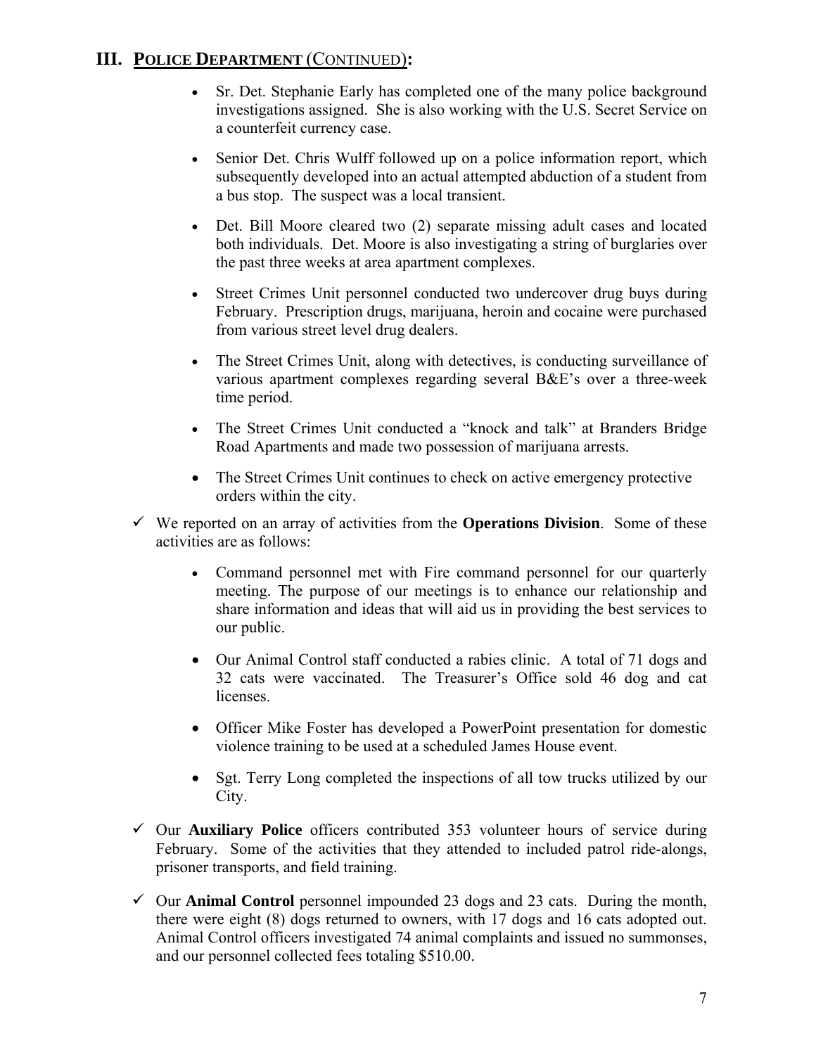## III. POLICE DEPARTMENT (CONTINUED):

  - Sr. Det. Stephanie Early has completed one of the many police background investigations assigned. She is also working with the U.S. Secret Service on a counterfeit currency case.
  - Senior Det. Chris Wulff followed up on a police information report, which subsequently developed into an actual attempted abduction of a student from a bus stop. The suspect was a local transient.
  - Det. Bill Moore cleared two (2) separate missing adult cases and located both individuals. Det. Moore is also investigating a string of burglaries over the past three weeks at area apartment complexes.
  - Street Crimes Unit personnel conducted two undercover drug buys during February. Prescription drugs, marijuana, heroin and cocaine were purchased from various street level drug dealers.
  - The Street Crimes Unit, along with detectives, is conducting surveillance of various apartment complexes regarding several B&E's over a three-week time period.
  - The Street Crimes Unit conducted a "knock and talk" at Branders Bridge Road Apartments and made two possession of marijuana arrests.
  - The Street Crimes Unit continues to check on active emergency protective orders within the city.

- ✓ We reported on an array of activities from the **Operations Division**. Some of these activities are as follows:
  - Command personnel met with Fire command personnel for our quarterly meeting. The purpose of our meetings is to enhance our relationship and share information and ideas that will aid us in providing the best services to our public.
  - Our Animal Control staff conducted a rabies clinic. A total of 71 dogs and 32 cats were vaccinated. The Treasurer's Office sold 46 dog and cat licenses.
  - Officer Mike Foster has developed a PowerPoint presentation for domestic violence training to be used at a scheduled James House event.
  - Sgt. Terry Long completed the inspections of all tow trucks utilized by our City.
- ✓ Our **Auxiliary Police** officers contributed 353 volunteer hours of service during February. Some of the activities that they attended to included patrol ride-alongs, prisoner transports, and field training.
- ✓ Our **Animal Control** personnel impounded 23 dogs and 23 cats. During the month, there were eight (8) dogs returned to owners, with 17 dogs and 16 cats adopted out. Animal Control officers investigated 74 animal complaints and issued no summonses, and our personnel collected fees totaling $510.00.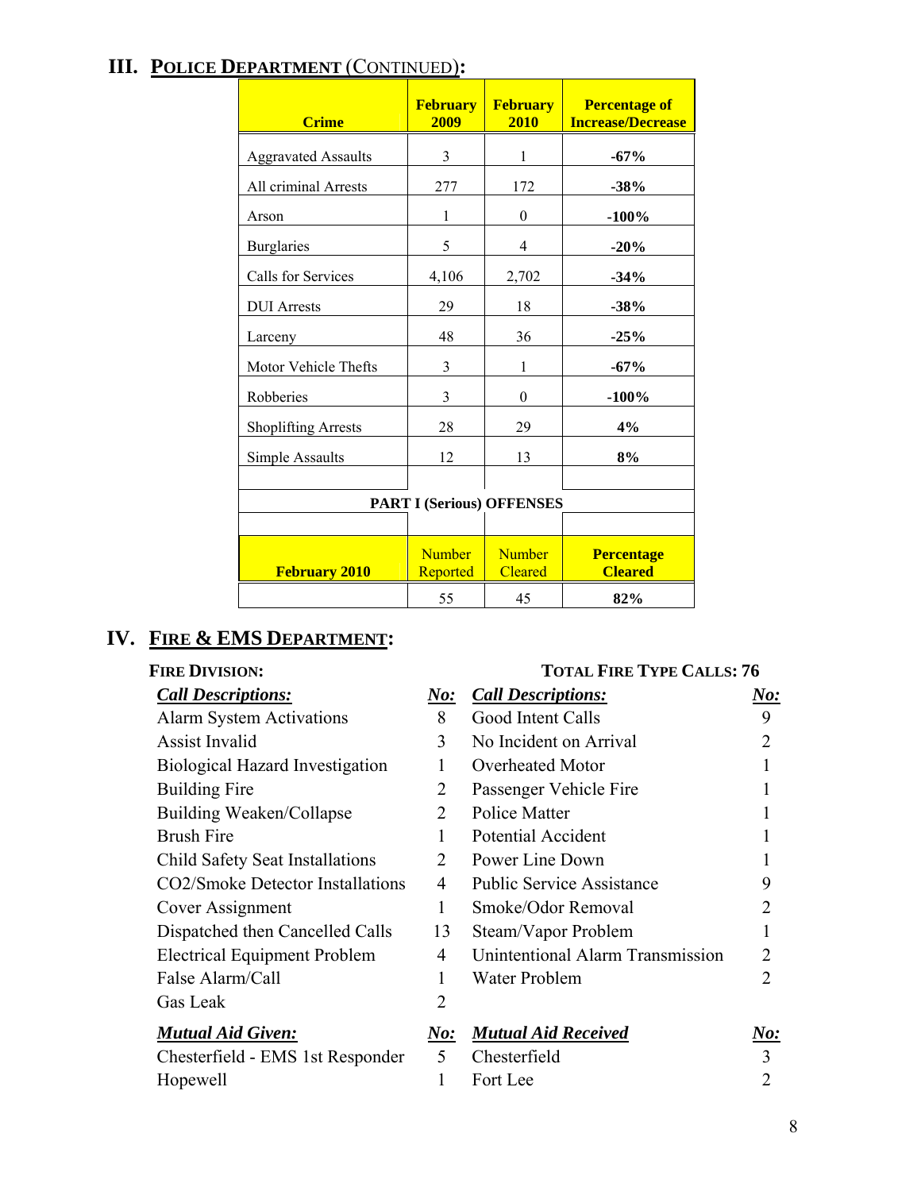## III. POLICE DEPARTMENT (CONTINUED):

| Crime | February 2009 | February 2010 | Percentage of Increase/Decrease |
|---|---|---|---|
| Aggravated Assaults | 3 | 1 | **-67%** |
| All criminal Arrests | 277 | 172 | **-38%** |
| Arson | 1 | 0 | **-100%** |
| Burglaries | 5 | 4 | **-20%** |
| Calls for Services | 4,106 | 2,702 | **-34%** |
| DUI Arrests | 29 | 18 | **-38%** |
| Larceny | 48 | 36 | **-25%** |
| Motor Vehicle Thefts | 3 | 1 | **-67%** |
| Robberies | 3 | 0 | **-100%** |
| Shoplifting Arrests | 28 | 29 | **4%** |
| Simple Assaults | 12 | 13 | **8%** |

**PART I (Serious) OFFENSES**

| February 2010 | Number Reported | Number Cleared | Percentage Cleared |
|---|---|---|---|
| | 55 | 45 | **82%** |

## IV. FIRE & EMS DEPARTMENT:

**FIRE DIVISION:** **TOTAL FIRE TYPE CALLS: 76**

| *Call Descriptions:* | No: | *Call Descriptions:* | No: |
|---|---|---|---|
| Alarm System Activations | 8 | Good Intent Calls | 9 |
| Assist Invalid | 3 | No Incident on Arrival | 2 |
| Biological Hazard Investigation | 1 | Overheated Motor | 1 |
| Building Fire | 2 | Passenger Vehicle Fire | 1 |
| Building Weaken/Collapse | 2 | Police Matter | 1 |
| Brush Fire | 1 | Potential Accident | 1 |
| Child Safety Seat Installations | 2 | Power Line Down | 1 |
| $CO_2$/Smoke Detector Installations | 4 | Public Service Assistance | 9 |
| Cover Assignment | 1 | Smoke/Odor Removal | 2 |
| Dispatched then Cancelled Calls | 13 | Steam/Vapor Problem | 1 |
| Electrical Equipment Problem | 4 | Unintentional Alarm Transmission | 2 |
| False Alarm/Call | 1 | Water Problem | 2 |
| Gas Leak | 2 | | |

| *Mutual Aid Given:* | No: | *Mutual Aid Received* | No: |
|---|---|---|---|
| Chesterfield - EMS 1st Responder | 5 | Chesterfield | 3 |
| Hopewell | 1 | Fort Lee | 2 |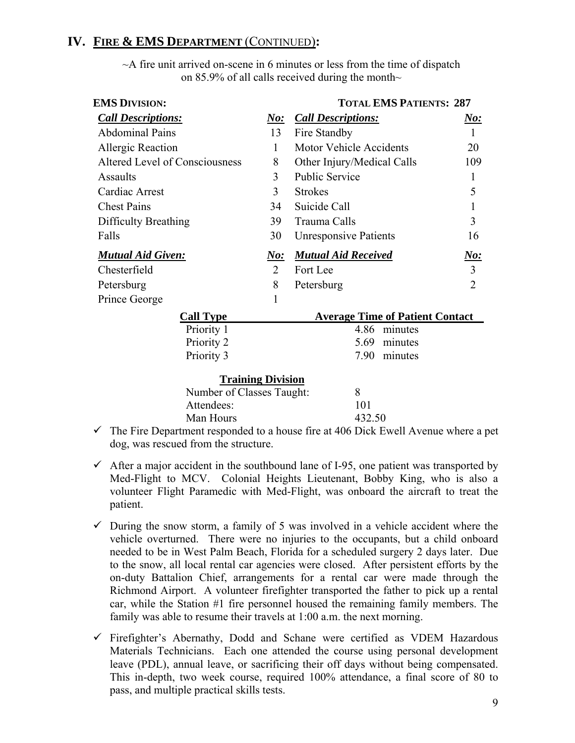## IV. FIRE & EMS DEPARTMENT (CONTINUED):

~A fire unit arrived on-scene in 6 minutes or less from the time of dispatch on 85.9% of all calls received during the month~

**EMS DIVISION:** **TOTAL EMS PATIENTS: 287**

| *Call Descriptions:* | *No:* | *Call Descriptions:* | *No:* |
|---|---|---|---|
| Abdominal Pains | 13 | Fire Standby | 1 |
| Allergic Reaction | 1 | Motor Vehicle Accidents | 20 |
| Altered Level of Consciousness | 8 | Other Injury/Medical Calls | 109 |
| Assaults | 3 | Public Service | 1 |
| Cardiac Arrest | 3 | Strokes | 5 |
| Chest Pains | 34 | Suicide Call | 1 |
| Difficulty Breathing | 39 | Trauma Calls | 3 |
| Falls | 30 | Unresponsive Patients | 16 |
| ***Mutual Aid Given:*** | ***No:*** | ***Mutual Aid Received*** | ***No:*** |
| Chesterfield | 2 | Fort Lee | 3 |
| Petersburg | 8 | Petersburg | 2 |
| Prince George | 1 | | |

| Call Type | Average Time of Patient Contact |
|---|---|
| Priority 1 | 4.86 minutes |
| Priority 2 | 5.69 minutes |
| Priority 3 | 7.90 minutes |

**Training Division**

| | |
|---|---|
| Number of Classes Taught: | 8 |
| Attendees: | 101 |
| Man Hours | 432.50 |

- ✓ The Fire Department responded to a house fire at 406 Dick Ewell Avenue where a pet dog, was rescued from the structure.
- ✓ After a major accident in the southbound lane of I-95, one patient was transported by Med-Flight to MCV. Colonial Heights Lieutenant, Bobby King, who is also a volunteer Flight Paramedic with Med-Flight, was onboard the aircraft to treat the patient.
- ✓ During the snow storm, a family of 5 was involved in a vehicle accident where the vehicle overturned. There were no injuries to the occupants, but a child onboard needed to be in West Palm Beach, Florida for a scheduled surgery 2 days later. Due to the snow, all local rental car agencies were closed. After persistent efforts by the on-duty Battalion Chief, arrangements for a rental car were made through the Richmond Airport. A volunteer firefighter transported the father to pick up a rental car, while the Station #1 fire personnel housed the remaining family members. The family was able to resume their travels at 1:00 a.m. the next morning.
- ✓ Firefighter's Abernathy, Dodd and Schane were certified as VDEM Hazardous Materials Technicians. Each one attended the course using personal development leave (PDL), annual leave, or sacrificing their off days without being compensated. This in-depth, two week course, required 100% attendance, a final score of 80 to pass, and multiple practical skills tests.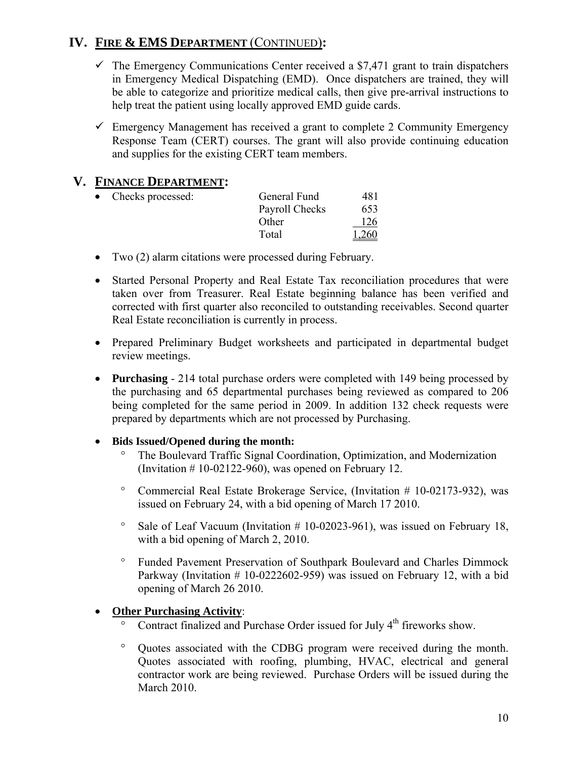## IV. FIRE & EMS DEPARTMENT (CONTINUED):

- ✓ The Emergency Communications Center received a $7,471 grant to train dispatchers in Emergency Medical Dispatching (EMD). Once dispatchers are trained, they will be able to categorize and prioritize medical calls, then give pre-arrival instructions to help treat the patient using locally approved EMD guide cards.
- ✓ Emergency Management has received a grant to complete 2 Community Emergency Response Team (CERT) courses. The grant will also provide continuing education and supplies for the existing CERT team members.

## V. FINANCE DEPARTMENT:

- Checks processed:

| | | |
|---|---|---|
| Checks processed: | General Fund | 481 |
| | Payroll Checks | 653 |
| | Other | 126 |
| | Total | 1,260 |

- Two (2) alarm citations were processed during February.
- Started Personal Property and Real Estate Tax reconciliation procedures that were taken over from Treasurer. Real Estate beginning balance has been verified and corrected with first quarter also reconciled to outstanding receivables. Second quarter Real Estate reconciliation is currently in process.
- Prepared Preliminary Budget worksheets and participated in departmental budget review meetings.
- **Purchasing** - 214 total purchase orders were completed with 149 being processed by the purchasing and 65 departmental purchases being reviewed as compared to 206 being completed for the same period in 2009. In addition 132 check requests were prepared by departments which are not processed by Purchasing.
- **Bids Issued/Opened during the month:**
  - The Boulevard Traffic Signal Coordination, Optimization, and Modernization (Invitation # 10-02122-960), was opened on February 12.
  - Commercial Real Estate Brokerage Service, (Invitation # 10-02173-932), was issued on February 24, with a bid opening of March 17 2010.
  - Sale of Leaf Vacuum (Invitation # 10-02023-961), was issued on February 18, with a bid opening of March 2, 2010.
  - Funded Pavement Preservation of Southpark Boulevard and Charles Dimmock Parkway (Invitation # 10-0222602-959) was issued on February 12, with a bid opening of March 26 2010.
- **Other Purchasing Activity**:
  - Contract finalized and Purchase Order issued for July 4th fireworks show.
  - Quotes associated with the CDBG program were received during the month. Quotes associated with roofing, plumbing, HVAC, electrical and general contractor work are being reviewed. Purchase Orders will be issued during the March 2010.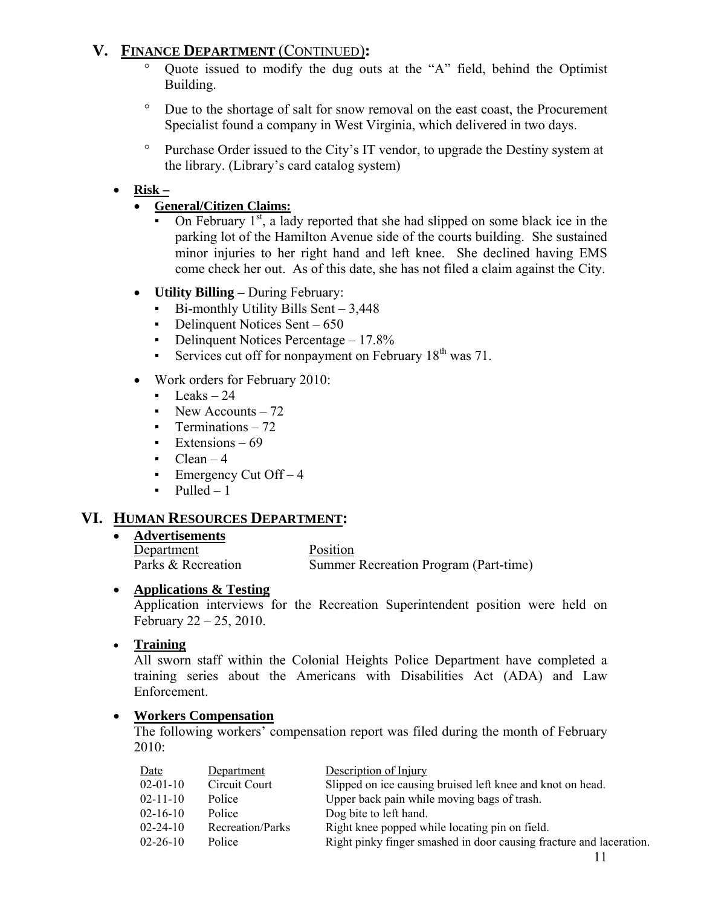## V. FINANCE DEPARTMENT (CONTINUED):

- Quote issued to modify the dug outs at the "A" field, behind the Optimist Building.
- Due to the shortage of salt for snow removal on the east coast, the Procurement Specialist found a company in West Virginia, which delivered in two days.
- Purchase Order issued to the City's IT vendor, to upgrade the Destiny system at the library. (Library's card catalog system)

- **Risk –**
  - **General/Citizen Claims:**
    - On February 1st, a lady reported that she had slipped on some black ice in the parking lot of the Hamilton Avenue side of the courts building. She sustained minor injuries to her right hand and left knee. She declined having EMS come check her out. As of this date, she has not filed a claim against the City.
  - **Utility Billing –** During February:
    - Bi-monthly Utility Bills Sent – 3,448
    - Delinquent Notices Sent – 650
    - Delinquent Notices Percentage – 17.8%
    - Services cut off for nonpayment on February 18th was 71.
  - Work orders for February 2010:
    - Leaks – 24
    - New Accounts – 72
    - Terminations – 72
    - Extensions – 69
    - Clean – 4
    - Emergency Cut Off – 4
    - Pulled – 1

## VI. HUMAN RESOURCES DEPARTMENT:

- **Advertisements**

| Department | Position |
|---|---|
| Parks & Recreation | Summer Recreation Program (Part-time) |

- **Applications & Testing**

  Application interviews for the Recreation Superintendent position were held on February 22 – 25, 2010.

- **Training**

  All sworn staff within the Colonial Heights Police Department have completed a training series about the Americans with Disabilities Act (ADA) and Law Enforcement.

- **Workers Compensation**

  The following workers' compensation report was filed during the month of February 2010:

| Date | Department | Description of Injury |
|---|---|---|
| 02-01-10 | Circuit Court | Slipped on ice causing bruised left knee and knot on head. |
| 02-11-10 | Police | Upper back pain while moving bags of trash. |
| 02-16-10 | Police | Dog bite to left hand. |
| 02-24-10 | Recreation/Parks | Right knee popped while locating pin on field. |
| 02-26-10 | Police | Right pinky finger smashed in door causing fracture and laceration. |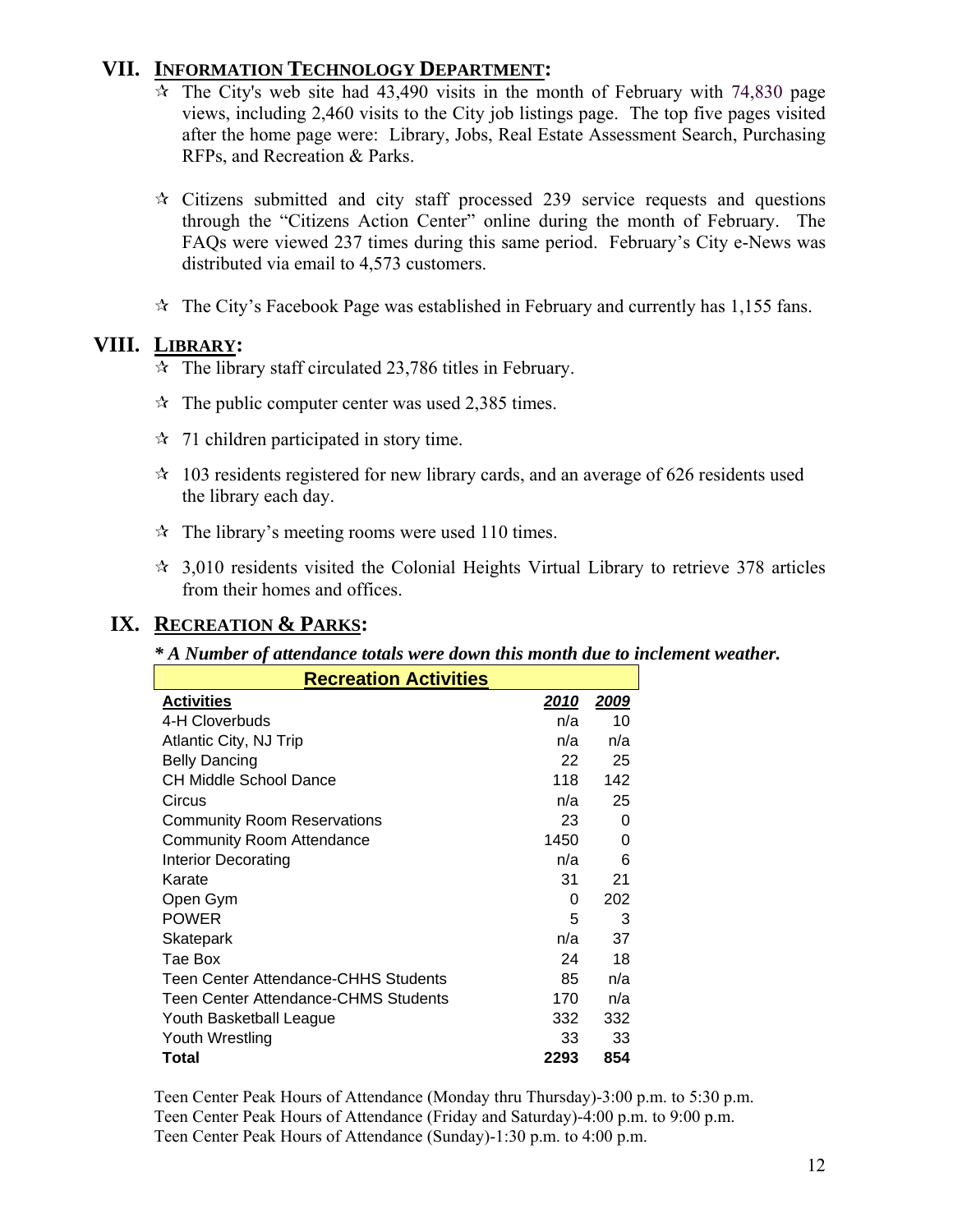## VII. INFORMATION TECHNOLOGY DEPARTMENT:

- ☆ The City's web site had 43,490 visits in the month of February with 74,830 page views, including 2,460 visits to the City job listings page. The top five pages visited after the home page were: Library, Jobs, Real Estate Assessment Search, Purchasing RFPs, and Recreation & Parks.

- ☆ Citizens submitted and city staff processed 239 service requests and questions through the "Citizens Action Center" online during the month of February. The FAQs were viewed 237 times during this same period. February's City e-News was distributed via email to 4,573 customers.

- ☆ The City's Facebook Page was established in February and currently has 1,155 fans.

## VIII. LIBRARY:

- ☆ The library staff circulated 23,786 titles in February.

- ☆ The public computer center was used 2,385 times.

- ☆ 71 children participated in story time.

- ☆ 103 residents registered for new library cards, and an average of 626 residents used the library each day.

- ☆ The library's meeting rooms were used 110 times.

- ☆ 3,010 residents visited the Colonial Heights Virtual Library to retrieve 378 articles from their homes and offices.

## IX. RECREATION & PARKS:

***\* A Number of attendance totals were down this month due to inclement weather.***

| Recreation Activities | | |
|---|---|---|
| **Activities** | **2010** | **2009** |
| 4-H Cloverbuds | n/a | 10 |
| Atlantic City, NJ Trip | n/a | n/a |
| Belly Dancing | 22 | 25 |
| CH Middle School Dance | 118 | 142 |
| Circus | n/a | 25 |
| Community Room Reservations | 23 | 0 |
| Community Room Attendance | 1450 | 0 |
| Interior Decorating | n/a | 6 |
| Karate | 31 | 21 |
| Open Gym | 0 | 202 |
| POWER | 5 | 3 |
| Skatepark | n/a | 37 |
| Tae Box | 24 | 18 |
| Teen Center Attendance-CHHS Students | 85 | n/a |
| Teen Center Attendance-CHMS Students | 170 | n/a |
| Youth Basketball League | 332 | 332 |
| Youth Wrestling | 33 | 33 |
| **Total** | **2293** | **854** |

Teen Center Peak Hours of Attendance (Monday thru Thursday)-3:00 p.m. to 5:30 p.m.
Teen Center Peak Hours of Attendance (Friday and Saturday)-4:00 p.m. to 9:00 p.m.
Teen Center Peak Hours of Attendance (Sunday)-1:30 p.m. to 4:00 p.m.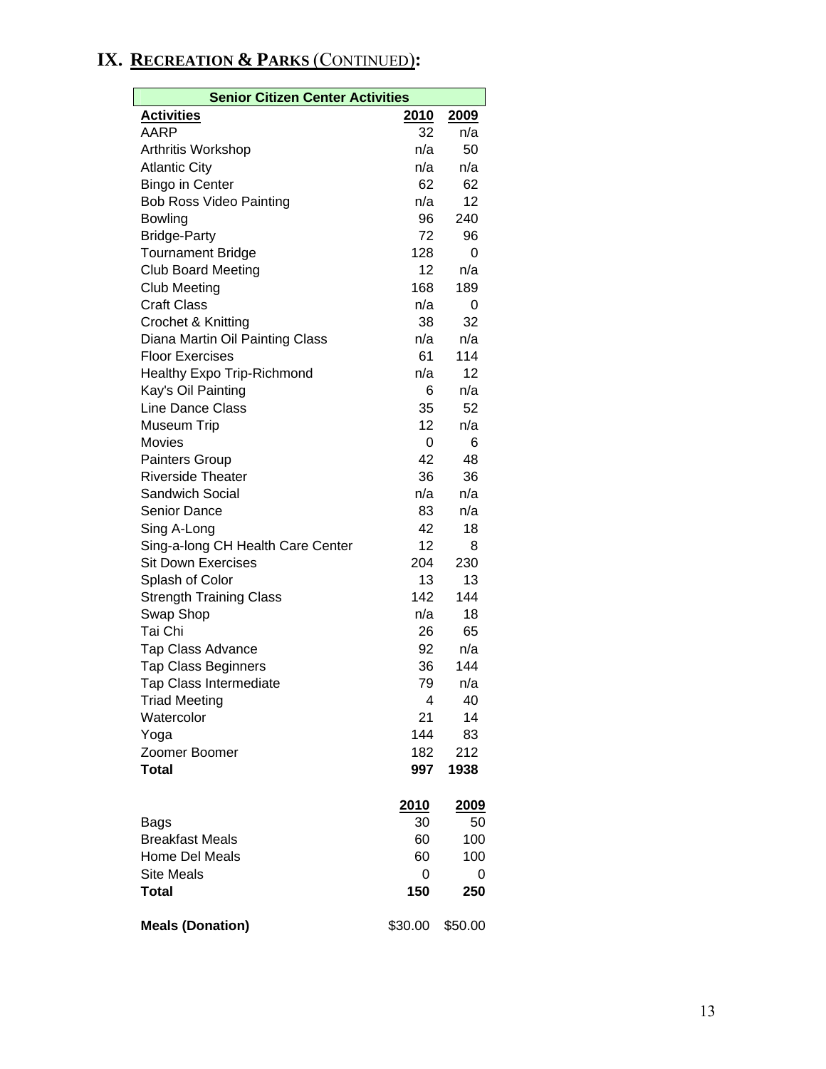# IX. RECREATION & PARKS (CONTINUED):

| Senior Citizen Center Activities | | |
|---|---|---|
| **Activities** | **2010** | **2009** |
| AARP | 32 | n/a |
| Arthritis Workshop | n/a | 50 |
| Atlantic City | n/a | n/a |
| Bingo in Center | 62 | 62 |
| Bob Ross Video Painting | n/a | 12 |
| Bowling | 96 | 240 |
| Bridge-Party | 72 | 96 |
| Tournament Bridge | 128 | 0 |
| Club Board Meeting | 12 | n/a |
| Club Meeting | 168 | 189 |
| Craft Class | n/a | 0 |
| Crochet & Knitting | 38 | 32 |
| Diana Martin Oil Painting Class | n/a | n/a |
| Floor Exercises | 61 | 114 |
| Healthy Expo Trip-Richmond | n/a | 12 |
| Kay's Oil Painting | 6 | n/a |
| Line Dance Class | 35 | 52 |
| Museum Trip | 12 | n/a |
| Movies | 0 | 6 |
| Painters Group | 42 | 48 |
| Riverside Theater | 36 | 36 |
| Sandwich Social | n/a | n/a |
| Senior Dance | 83 | n/a |
| Sing A-Long | 42 | 18 |
| Sing-a-long CH Health Care Center | 12 | 8 |
| Sit Down Exercises | 204 | 230 |
| Splash of Color | 13 | 13 |
| Strength Training Class | 142 | 144 |
| Swap Shop | n/a | 18 |
| Tai Chi | 26 | 65 |
| Tap Class Advance | 92 | n/a |
| Tap Class Beginners | 36 | 144 |
| Tap Class Intermediate | 79 | n/a |
| Triad Meeting | 4 | 40 |
| Watercolor | 21 | 14 |
| Yoga | 144 | 83 |
| Zoomer Boomer | 182 | 212 |
| **Total** | **997** | **1938** |

| | **2010** | **2009** |
|---|---|---|
| Bags | 30 | 50 |
| Breakfast Meals | 60 | 100 |
| Home Del Meals | 60 | 100 |
| Site Meals | 0 | 0 |
| **Total** | **150** | **250** |
| | | |
| **Meals (Donation)** | $30.00 | $50.00 |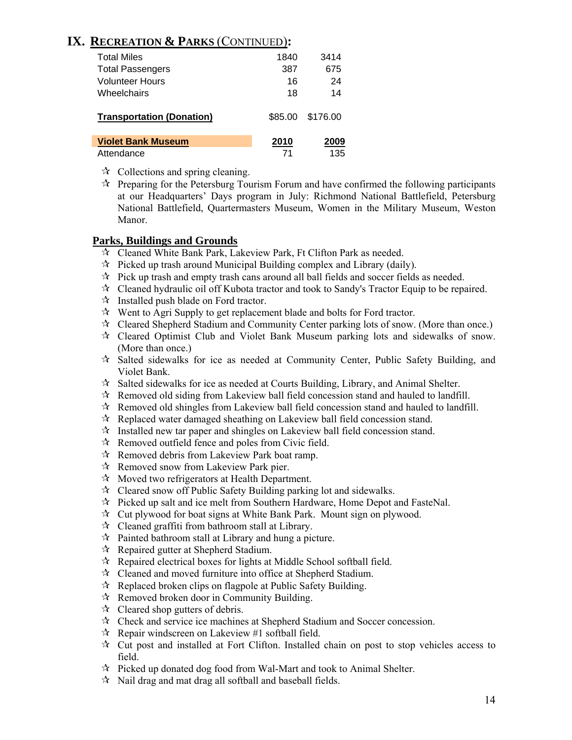## IX. RECREATION & PARKS (CONTINUED):

| | | |
|---|---|---|
| Total Miles | 1840 | 3414 |
| Total Passengers | 387 | 675 |
| Volunteer Hours | 16 | 24 |
| Wheelchairs | 18 | 14 |
| **Transportation (Donation)** | $85.00 | $176.00 |

| **Violet Bank Museum** | **2010** | **2009** |
|---|---|---|
| Attendance | 71 | 135 |

- Collections and spring cleaning.
- Preparing for the Petersburg Tourism Forum and have confirmed the following participants at our Headquarters' Days program in July: Richmond National Battlefield, Petersburg National Battlefield, Quartermasters Museum, Women in the Military Museum, Weston Manor.

### Parks, Buildings and Grounds

- Cleaned White Bank Park, Lakeview Park, Ft Clifton Park as needed.
- Picked up trash around Municipal Building complex and Library (daily).
- Pick up trash and empty trash cans around all ball fields and soccer fields as needed.
- Cleaned hydraulic oil off Kubota tractor and took to Sandy's Tractor Equip to be repaired.
- Installed push blade on Ford tractor.
- Went to Agri Supply to get replacement blade and bolts for Ford tractor.
- Cleared Shepherd Stadium and Community Center parking lots of snow. (More than once.)
- Cleared Optimist Club and Violet Bank Museum parking lots and sidewalks of snow. (More than once.)
- Salted sidewalks for ice as needed at Community Center, Public Safety Building, and Violet Bank.
- Salted sidewalks for ice as needed at Courts Building, Library, and Animal Shelter.
- Removed old siding from Lakeview ball field concession stand and hauled to landfill.
- Removed old shingles from Lakeview ball field concession stand and hauled to landfill.
- Replaced water damaged sheathing on Lakeview ball field concession stand.
- Installed new tar paper and shingles on Lakeview ball field concession stand.
- Removed outfield fence and poles from Civic field.
- Removed debris from Lakeview Park boat ramp.
- Removed snow from Lakeview Park pier.
- Moved two refrigerators at Health Department.
- Cleared snow off Public Safety Building parking lot and sidewalks.
- Picked up salt and ice melt from Southern Hardware, Home Depot and FasteNal.
- Cut plywood for boat signs at White Bank Park. Mount sign on plywood.
- Cleaned graffiti from bathroom stall at Library.
- Painted bathroom stall at Library and hung a picture.
- Repaired gutter at Shepherd Stadium.
- Repaired electrical boxes for lights at Middle School softball field.
- Cleaned and moved furniture into office at Shepherd Stadium.
- Replaced broken clips on flagpole at Public Safety Building.
- Removed broken door in Community Building.
- Cleared shop gutters of debris.
- Check and service ice machines at Shepherd Stadium and Soccer concession.
- Repair windscreen on Lakeview #1 softball field.
- Cut post and installed at Fort Clifton. Installed chain on post to stop vehicles access to field.
- Picked up donated dog food from Wal-Mart and took to Animal Shelter.
- Nail drag and mat drag all softball and baseball fields.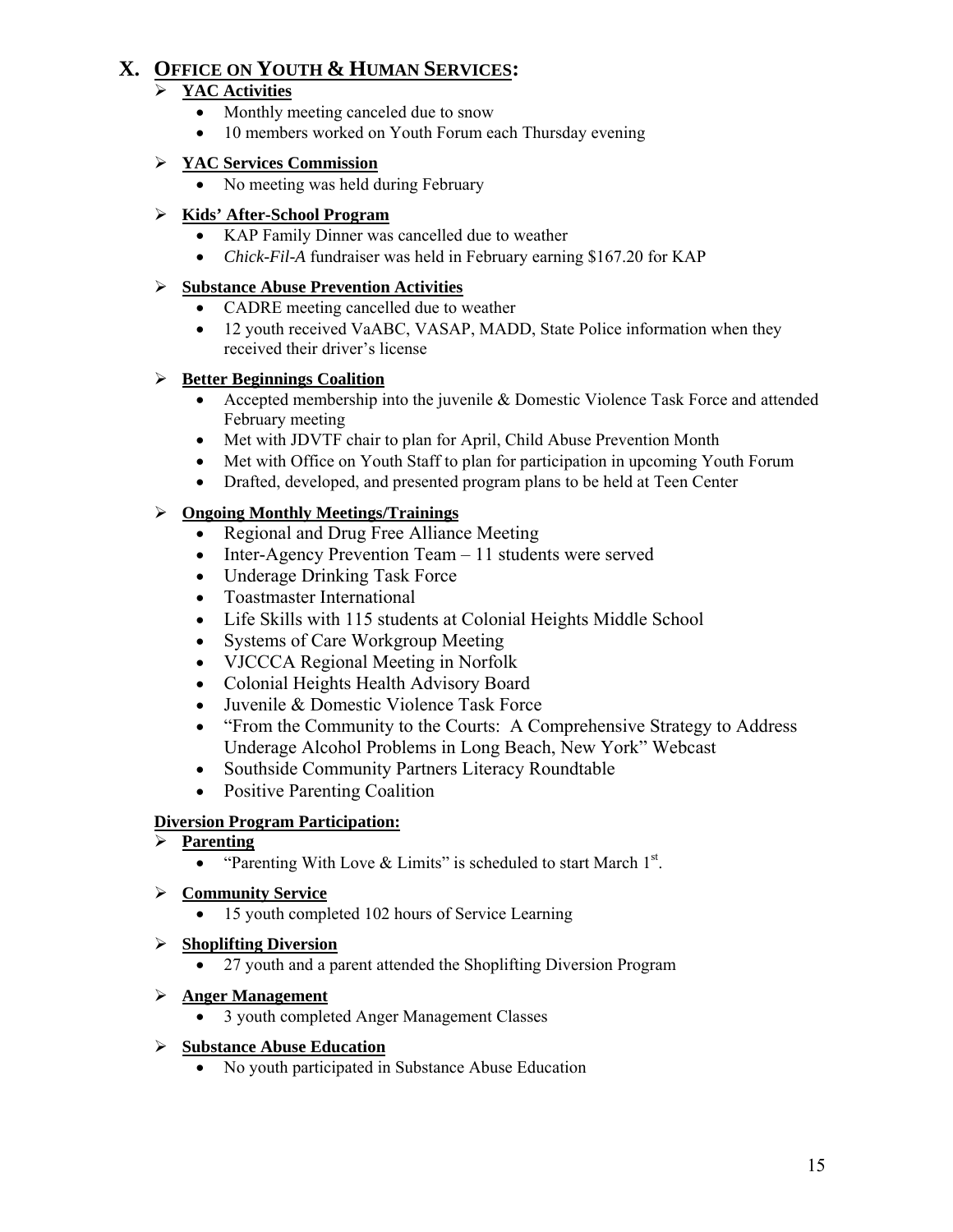# X. OFFICE ON YOUTH & HUMAN SERVICES:

- **YAC Activities**
  - Monthly meeting canceled due to snow
  - 10 members worked on Youth Forum each Thursday evening

- **YAC Services Commission**
  - No meeting was held during February

- **Kids' After-School Program**
  - KAP Family Dinner was cancelled due to weather
  - *Chick-Fil-A* fundraiser was held in February earning $167.20 for KAP

- **Substance Abuse Prevention Activities**
  - CADRE meeting cancelled due to weather
  - 12 youth received VaABC, VASAP, MADD, State Police information when they received their driver's license

- **Better Beginnings Coalition**
  - Accepted membership into the juvenile & Domestic Violence Task Force and attended February meeting
  - Met with JDVTF chair to plan for April, Child Abuse Prevention Month
  - Met with Office on Youth Staff to plan for participation in upcoming Youth Forum
  - Drafted, developed, and presented program plans to be held at Teen Center

- **Ongoing Monthly Meetings/Trainings**
  - Regional and Drug Free Alliance Meeting
  - Inter-Agency Prevention Team – 11 students were served
  - Underage Drinking Task Force
  - Toastmaster International
  - Life Skills with 115 students at Colonial Heights Middle School
  - Systems of Care Workgroup Meeting
  - VJCCCA Regional Meeting in Norfolk
  - Colonial Heights Health Advisory Board
  - Juvenile & Domestic Violence Task Force
  - "From the Community to the Courts: A Comprehensive Strategy to Address Underage Alcohol Problems in Long Beach, New York" Webcast
  - Southside Community Partners Literacy Roundtable
  - Positive Parenting Coalition

**Diversion Program Participation:**

- **Parenting**
  - "Parenting With Love & Limits" is scheduled to start March 1st.

- **Community Service**
  - 15 youth completed 102 hours of Service Learning

- **Shoplifting Diversion**
  - 27 youth and a parent attended the Shoplifting Diversion Program

- **Anger Management**
  - 3 youth completed Anger Management Classes

- **Substance Abuse Education**
  - No youth participated in Substance Abuse Education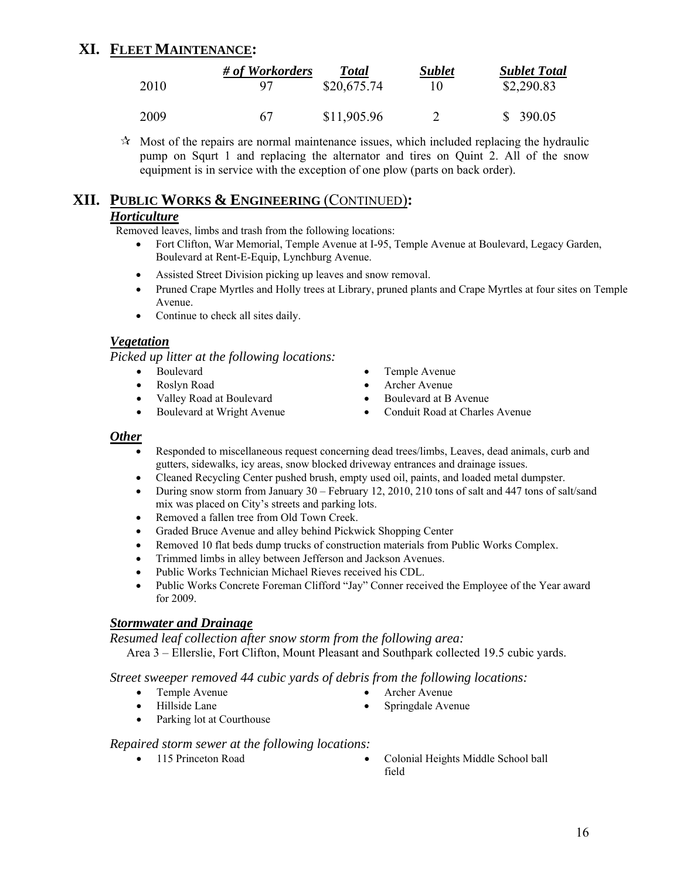# XI. FLEET MAINTENANCE:

| | # of Workorders | Total | Sublet | Sublet Total |
|---|---|---|---|---|
| 2010 | 97 | $20,675.74 | 10 | $2,290.83 |
| 2009 | 67 | $11,905.96 | 2 | $ 390.05 |

- ✰ Most of the repairs are normal maintenance issues, which included replacing the hydraulic pump on Squrt 1 and replacing the alternator and tires on Quint 2. All of the snow equipment is in service with the exception of one plow (parts on back order).

# XII. PUBLIC WORKS & ENGINEERING (CONTINUED):

### *Horticulture*

Removed leaves, limbs and trash from the following locations:

- Fort Clifton, War Memorial, Temple Avenue at I-95, Temple Avenue at Boulevard, Legacy Garden, Boulevard at Rent-E-Equip, Lynchburg Avenue.
- Assisted Street Division picking up leaves and snow removal.
- Pruned Crape Myrtles and Holly trees at Library, pruned plants and Crape Myrtles at four sites on Temple Avenue.
- Continue to check all sites daily.

### *Vegetation*

*Picked up litter at the following locations:*

- Boulevard
- Roslyn Road
- Valley Road at Boulevard
- Boulevard at Wright Avenue
- Temple Avenue
- Archer Avenue
- Boulevard at B Avenue
- Conduit Road at Charles Avenue

### *Other*

- Responded to miscellaneous request concerning dead trees/limbs, Leaves, dead animals, curb and gutters, sidewalks, icy areas, snow blocked driveway entrances and drainage issues.
- Cleaned Recycling Center pushed brush, empty used oil, paints, and loaded metal dumpster.
- During snow storm from January 30 – February 12, 2010, 210 tons of salt and 447 tons of salt/sand mix was placed on City's streets and parking lots.
- Removed a fallen tree from Old Town Creek.
- Graded Bruce Avenue and alley behind Pickwick Shopping Center
- Removed 10 flat beds dump trucks of construction materials from Public Works Complex.
- Trimmed limbs in alley between Jefferson and Jackson Avenues.
- Public Works Technician Michael Rieves received his CDL.
- Public Works Concrete Foreman Clifford "Jay" Conner received the Employee of the Year award for 2009.

### *Stormwater and Drainage*

*Resumed leaf collection after snow storm from the following area:*

Area 3 – Ellerslie, Fort Clifton, Mount Pleasant and Southpark collected 19.5 cubic yards.

*Street sweeper removed 44 cubic yards of debris from the following locations:*

- Temple Avenue
- Hillside Lane
- Parking lot at Courthouse
- Archer Avenue
- Springdale Avenue

*Repaired storm sewer at the following locations:*

- 115 Princeton Road
- Colonial Heights Middle School ball field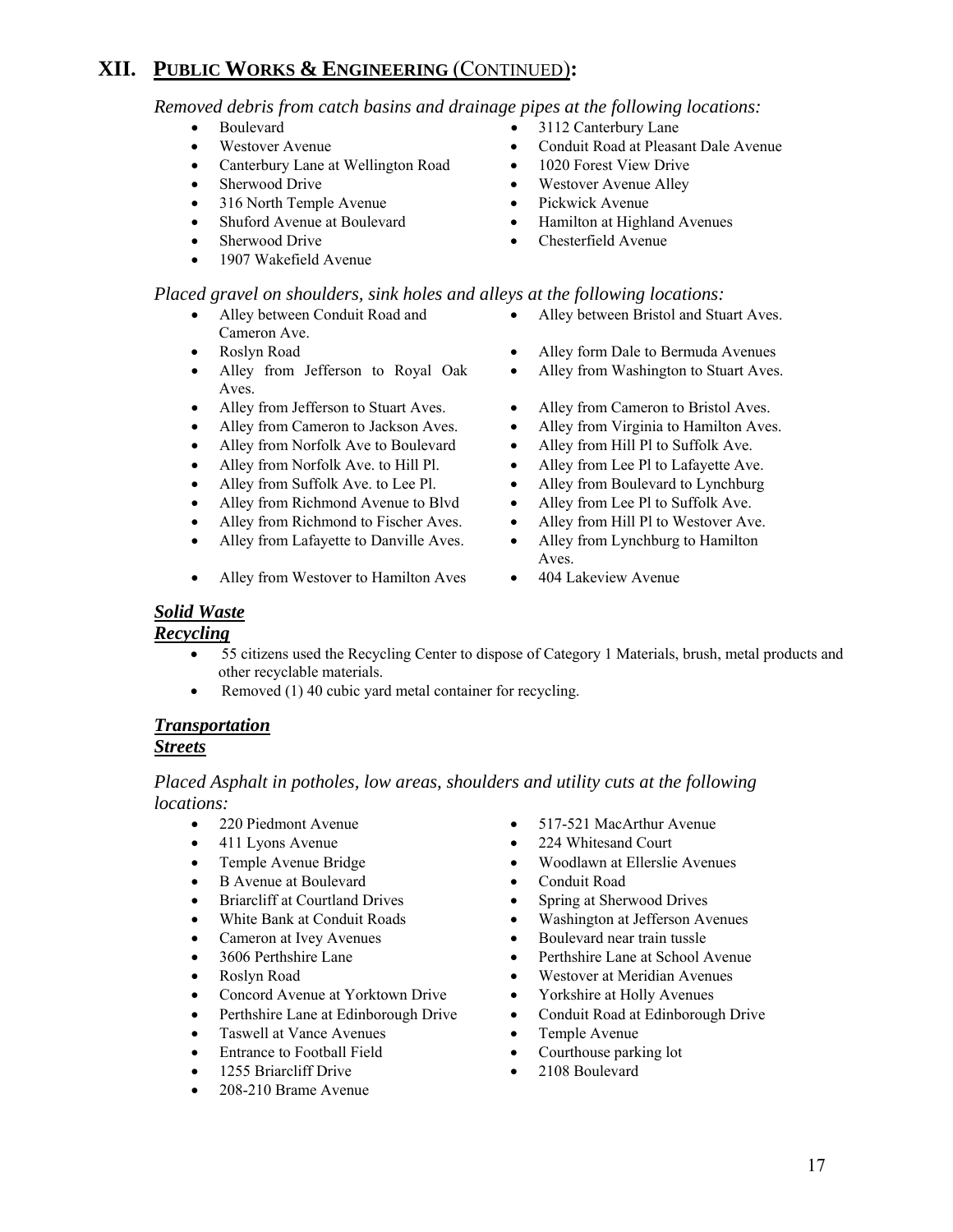# XII. PUBLIC WORKS & ENGINEERING (CONTINUED):

*Removed debris from catch basins and drainage pipes at the following locations:*

- Boulevard
- Westover Avenue
- Canterbury Lane at Wellington Road
- Sherwood Drive
- 316 North Temple Avenue
- Shuford Avenue at Boulevard
- Sherwood Drive
- 1907 Wakefield Avenue
- 3112 Canterbury Lane
- Conduit Road at Pleasant Dale Avenue
- 1020 Forest View Drive
- Westover Avenue Alley
- Pickwick Avenue
- Hamilton at Highland Avenues
- Chesterfield Avenue

*Placed gravel on shoulders, sink holes and alleys at the following locations:*

- Alley between Conduit Road and Cameron Ave.
- Roslyn Road
- Alley from Jefferson to Royal Oak Aves.
- Alley from Jefferson to Stuart Aves.
- Alley from Cameron to Jackson Aves.
- Alley from Norfolk Ave to Boulevard
- Alley from Norfolk Ave. to Hill Pl.
- Alley from Suffolk Ave. to Lee Pl.
- Alley from Richmond Avenue to Blvd
- Alley from Richmond to Fischer Aves.
- Alley from Lafayette to Danville Aves.
- Alley from Westover to Hamilton Aves
- Alley between Bristol and Stuart Aves.
- Alley form Dale to Bermuda Avenues
- Alley from Washington to Stuart Aves.
- Alley from Cameron to Bristol Aves.
- Alley from Virginia to Hamilton Aves.
- Alley from Hill Pl to Suffolk Ave.
- Alley from Lee Pl to Lafayette Ave.
- Alley from Boulevard to Lynchburg
- Alley from Lee Pl to Suffolk Ave.
- Alley from Hill Pl to Westover Ave.
- Alley from Lynchburg to Hamilton Aves.
- 404 Lakeview Avenue

***Solid Waste***

***Recycling***

- 55 citizens used the Recycling Center to dispose of Category 1 Materials, brush, metal products and other recyclable materials.
- Removed (1) 40 cubic yard metal container for recycling.

***Transportation***

***Streets***

*Placed Asphalt in potholes, low areas, shoulders and utility cuts at the following locations:*

- 220 Piedmont Avenue
- 411 Lyons Avenue
- Temple Avenue Bridge
- B Avenue at Boulevard
- Briarcliff at Courtland Drives
- White Bank at Conduit Roads
- Cameron at Ivey Avenues
- 3606 Perthshire Lane
- Roslyn Road
- Concord Avenue at Yorktown Drive
- Perthshire Lane at Edinborough Drive
- Taswell at Vance Avenues
- Entrance to Football Field
- 1255 Briarcliff Drive
- 208-210 Brame Avenue
- 517-521 MacArthur Avenue
- 224 Whitesand Court
- Woodlawn at Ellerslie Avenues
- Conduit Road
- Spring at Sherwood Drives
- Washington at Jefferson Avenues
- Boulevard near train tussle
- Perthshire Lane at School Avenue
- Westover at Meridian Avenues
- Yorkshire at Holly Avenues
- Conduit Road at Edinborough Drive
- Temple Avenue
- Courthouse parking lot
- 2108 Boulevard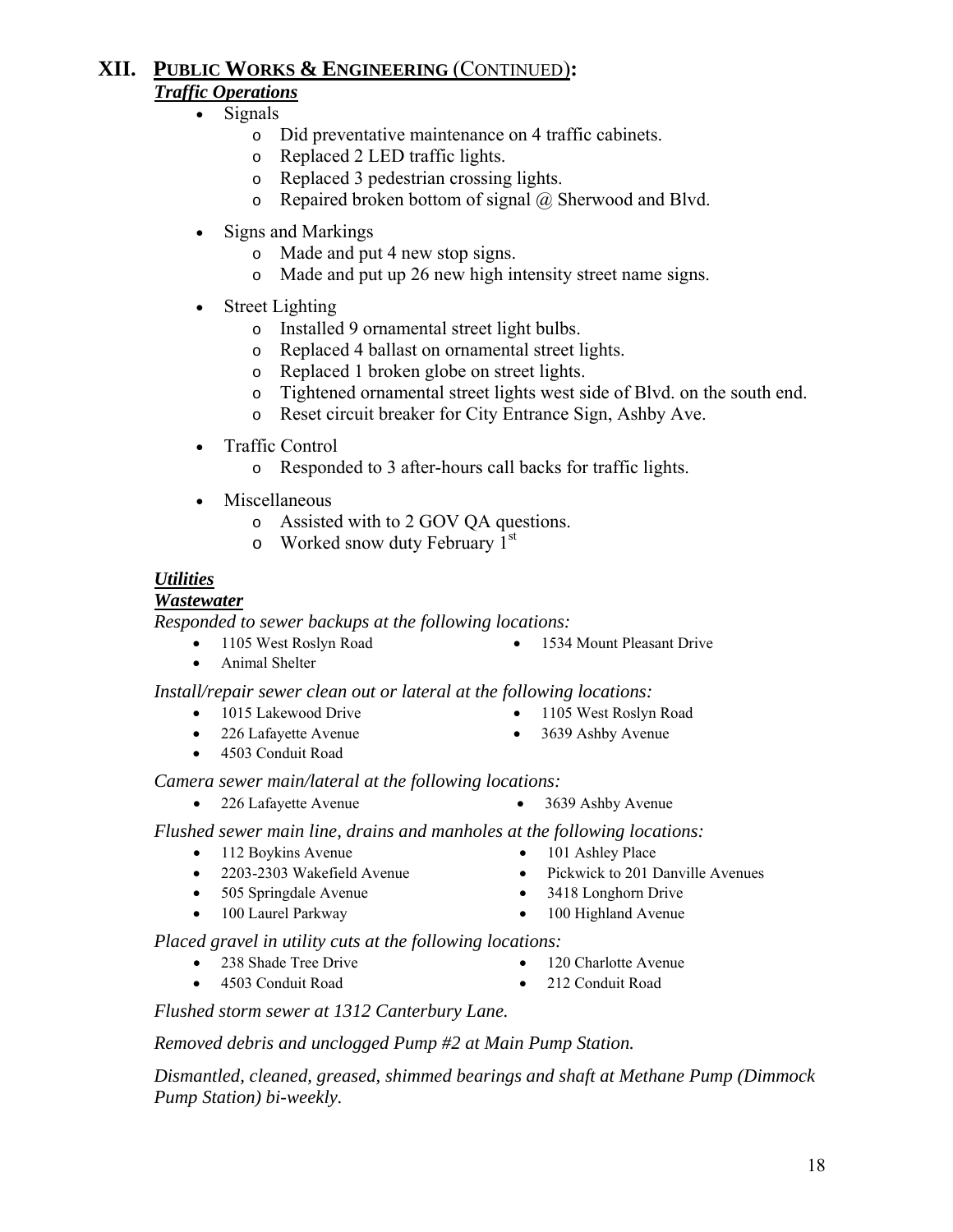# XII. PUBLIC WORKS & ENGINEERING (CONTINUED):

***Traffic Operations***

- Signals
  - Did preventative maintenance on 4 traffic cabinets.
  - Replaced 2 LED traffic lights.
  - Replaced 3 pedestrian crossing lights.
  - Repaired broken bottom of signal @ Sherwood and Blvd.
- Signs and Markings
  - Made and put 4 new stop signs.
  - Made and put up 26 new high intensity street name signs.
- Street Lighting
  - Installed 9 ornamental street light bulbs.
  - Replaced 4 ballast on ornamental street lights.
  - Replaced 1 broken globe on street lights.
  - Tightened ornamental street lights west side of Blvd. on the south end.
  - Reset circuit breaker for City Entrance Sign, Ashby Ave.
- Traffic Control
  - Responded to 3 after-hours call backs for traffic lights.
- Miscellaneous
  - Assisted with to 2 GOV QA questions.
  - Worked snow duty February 1st

***Utilities***

***Wastewater***

*Responded to sewer backups at the following locations:*

- 1105 West Roslyn Road
- 1534 Mount Pleasant Drive
- Animal Shelter

*Install/repair sewer clean out or lateral at the following locations:*

- 1015 Lakewood Drive
- 1105 West Roslyn Road
- 226 Lafayette Avenue
- 3639 Ashby Avenue
- 4503 Conduit Road

*Camera sewer main/lateral at the following locations:*

- 226 Lafayette Avenue
- 3639 Ashby Avenue

*Flushed sewer main line, drains and manholes at the following locations:*

- 112 Boykins Avenue
- 101 Ashley Place
- 2203-2303 Wakefield Avenue
- Pickwick to 201 Danville Avenues
- 505 Springdale Avenue
- 3418 Longhorn Drive
- 100 Laurel Parkway
- 100 Highland Avenue

*Placed gravel in utility cuts at the following locations:*

- 238 Shade Tree Drive
- 120 Charlotte Avenue
- 4503 Conduit Road
- 212 Conduit Road

*Flushed storm sewer at 1312 Canterbury Lane.*

*Removed debris and unclogged Pump #2 at Main Pump Station.*

*Dismantled, cleaned, greased, shimmed bearings and shaft at Methane Pump (Dimmock Pump Station) bi-weekly.*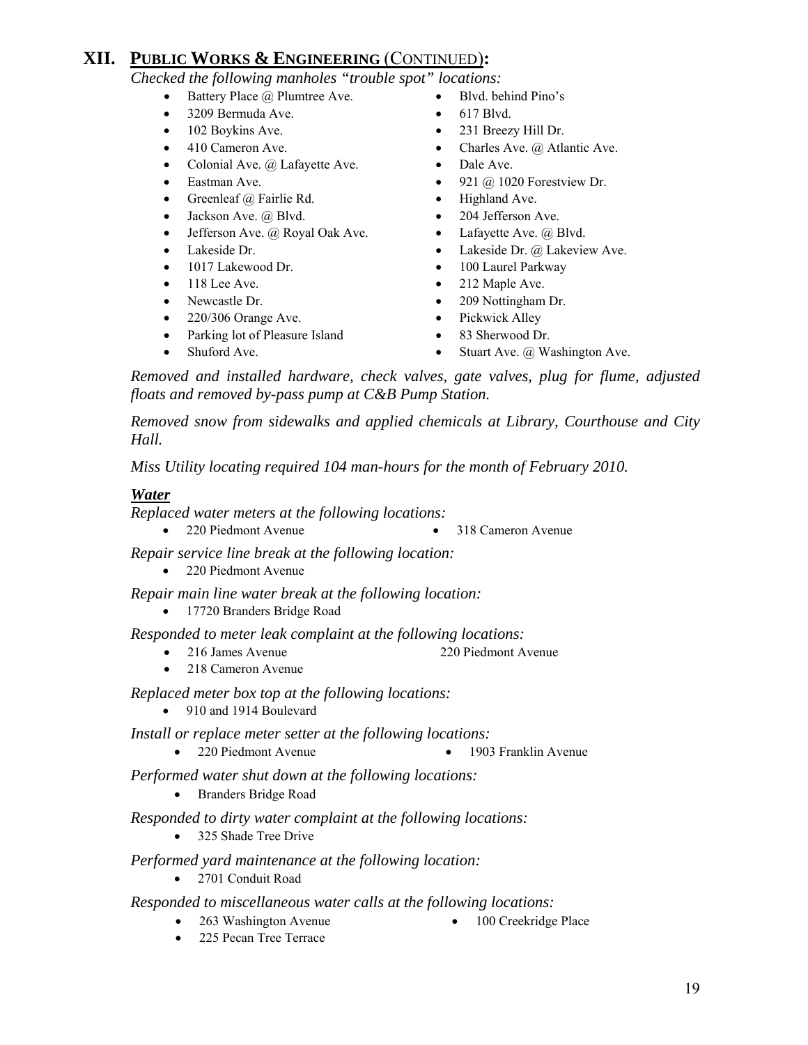## XII. PUBLIC WORKS & ENGINEERING (CONTINUED):

*Checked the following manholes "trouble spot" locations:*

- Battery Place @ Plumtree Ave.
- Blvd. behind Pino's
- 3209 Bermuda Ave.
- 617 Blvd.
- 102 Boykins Ave.
- 231 Breezy Hill Dr.
- 410 Cameron Ave.
- Charles Ave. @ Atlantic Ave.
- Colonial Ave. @ Lafayette Ave.
- Dale Ave.
- Eastman Ave.
- 921 @ 1020 Forestview Dr.
- Greenleaf @ Fairlie Rd.
- Highland Ave.
- Jackson Ave. @ Blvd.
- 204 Jefferson Ave.
- Jefferson Ave. @ Royal Oak Ave.
- Lafayette Ave. @ Blvd.
- Lakeside Dr.
- Lakeside Dr. @ Lakeview Ave.
- 1017 Lakewood Dr.
- 100 Laurel Parkway
- 118 Lee Ave.
- 212 Maple Ave.
- Newcastle Dr.
- 209 Nottingham Dr.
- 220/306 Orange Ave.
- Pickwick Alley
- Parking lot of Pleasure Island
- 83 Sherwood Dr.
- Shuford Ave.
- Stuart Ave. @ Washington Ave.

*Removed and installed hardware, check valves, gate valves, plug for flume, adjusted floats and removed by-pass pump at C&B Pump Station.*

*Removed snow from sidewalks and applied chemicals at Library, Courthouse and City Hall.*

*Miss Utility locating required 104 man-hours for the month of February 2010.*

### *Water*

*Replaced water meters at the following locations:*

- 220 Piedmont Avenue
- 318 Cameron Avenue

*Repair service line break at the following location:*

- 220 Piedmont Avenue

*Repair main line water break at the following location:*

- 17720 Branders Bridge Road

*Responded to meter leak complaint at the following locations:*

- 216 James Avenue
- 220 Piedmont Avenue
- 218 Cameron Avenue

*Replaced meter box top at the following locations:*

- 910 and 1914 Boulevard

*Install or replace meter setter at the following locations:*

- 220 Piedmont Avenue
- 1903 Franklin Avenue

*Performed water shut down at the following locations:*

- Branders Bridge Road

*Responded to dirty water complaint at the following locations:*

- 325 Shade Tree Drive

*Performed yard maintenance at the following location:*

- 2701 Conduit Road

*Responded to miscellaneous water calls at the following locations:*

- 263 Washington Avenue
- 100 Creekridge Place
- 225 Pecan Tree Terrace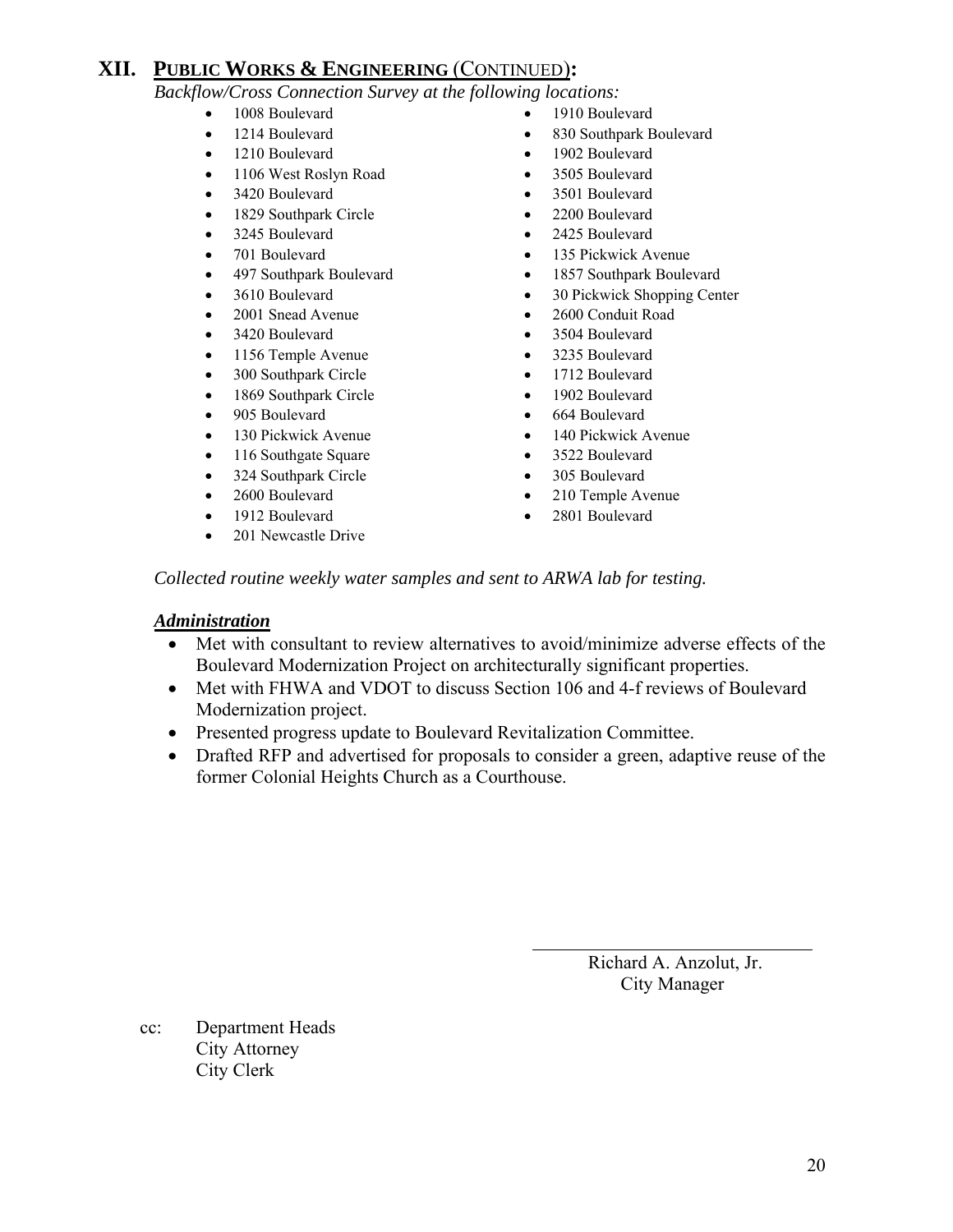## XII. PUBLIC WORKS & ENGINEERING (CONTINUED):

*Backflow/Cross Connection Survey at the following locations:*

- 1008 Boulevard
- 1214 Boulevard
- 1210 Boulevard
- 1106 West Roslyn Road
- 3420 Boulevard
- 1829 Southpark Circle
- 3245 Boulevard
- 701 Boulevard
- 497 Southpark Boulevard
- 3610 Boulevard
- 2001 Snead Avenue
- 3420 Boulevard
- 1156 Temple Avenue
- 300 Southpark Circle
- 1869 Southpark Circle
- 905 Boulevard
- 130 Pickwick Avenue
- 116 Southgate Square
- 324 Southpark Circle
- 2600 Boulevard
- 1912 Boulevard
- 201 Newcastle Drive
- 1910 Boulevard
- 830 Southpark Boulevard
- 1902 Boulevard
- 3505 Boulevard
- 3501 Boulevard
- 2200 Boulevard
- 2425 Boulevard
- 135 Pickwick Avenue
- 1857 Southpark Boulevard
- 30 Pickwick Shopping Center
- 2600 Conduit Road
- 3504 Boulevard
- 3235 Boulevard
- 1712 Boulevard
- 1902 Boulevard
- 664 Boulevard
- 140 Pickwick Avenue
- 3522 Boulevard
- 305 Boulevard
- 210 Temple Avenue
- 2801 Boulevard

*Collected routine weekly water samples and sent to ARWA lab for testing.*

### *Administration*

- Met with consultant to review alternatives to avoid/minimize adverse effects of the Boulevard Modernization Project on architecturally significant properties.
- Met with FHWA and VDOT to discuss Section 106 and 4-f reviews of Boulevard Modernization project.
- Presented progress update to Boulevard Revitalization Committee.
- Drafted RFP and advertised for proposals to consider a green, adaptive reuse of the former Colonial Heights Church as a Courthouse.

Richard A. Anzolut, Jr.
City Manager

cc: Department Heads
City Attorney
City Clerk